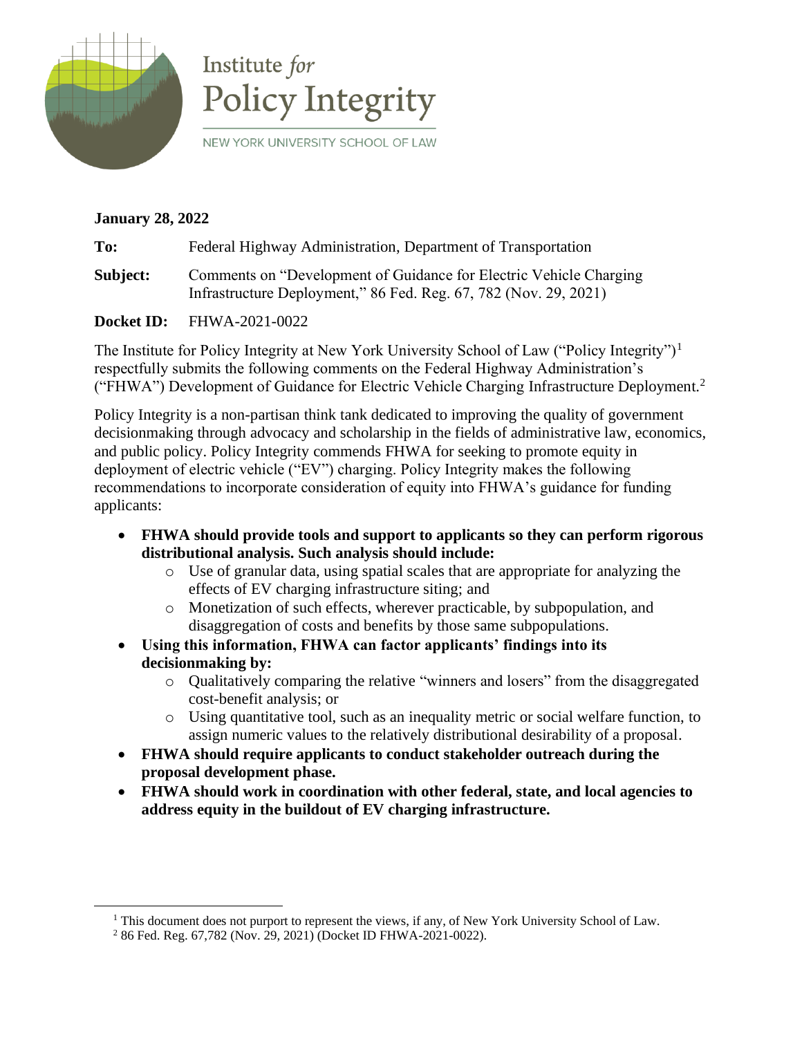Institute *for* Policy Integrity

NEW YORK UNIVERSITY SCHOOL OF LAW

**January 28, 2022**

**To:** Federal Highway Administration, Department of Transportation

**Subject:** Comments on "Development of Guidance for Electric Vehicle Charging Infrastructure Deployment," 86 Fed. Reg. 67, 782 (Nov. 29, 2021)

**Docket ID:** FHWA-2021-0022

The Institute for Policy Integrity at New York University School of Law ("Policy Integrity")[1] respectfully submits the following comments on the Federal Highway Administration's ("FHWA") Development of Guidance for Electric Vehicle Charging Infrastructure Deployment.[2]

Policy Integrity is a non-partisan think tank dedicated to improving the quality of government decisionmaking through advocacy and scholarship in the fields of administrative law, economics, and public policy. Policy Integrity commends FHWA for seeking to promote equity in deployment of electric vehicle ("EV") charging. Policy Integrity makes the following recommendations to incorporate consideration of equity into FHWA's guidance for funding applicants:

- **FHWA should provide tools and support to applicants so they can perform rigorous distributional analysis. Such analysis should include:**
  - Use of granular data, using spatial scales that are appropriate for analyzing the effects of EV charging infrastructure siting; and
  - Monetization of such effects, wherever practicable, by subpopulation, and disaggregation of costs and benefits by those same subpopulations.
- **Using this information, FHWA can factor applicants' findings into its decisionmaking by:**
  - Qualitatively comparing the relative "winners and losers" from the disaggregated cost-benefit analysis; or
  - Using quantitative tool, such as an inequality metric or social welfare function, to assign numeric values to the relatively distributional desirability of a proposal.
- **FHWA should require applicants to conduct stakeholder outreach during the proposal development phase.**
- **FHWA should work in coordination with other federal, state, and local agencies to address equity in the buildout of EV charging infrastructure.**

[1] This document does not purport to represent the views, if any, of New York University School of Law.

[2] 86 Fed. Reg. 67,782 (Nov. 29, 2021) (Docket ID FHWA-2021-0022).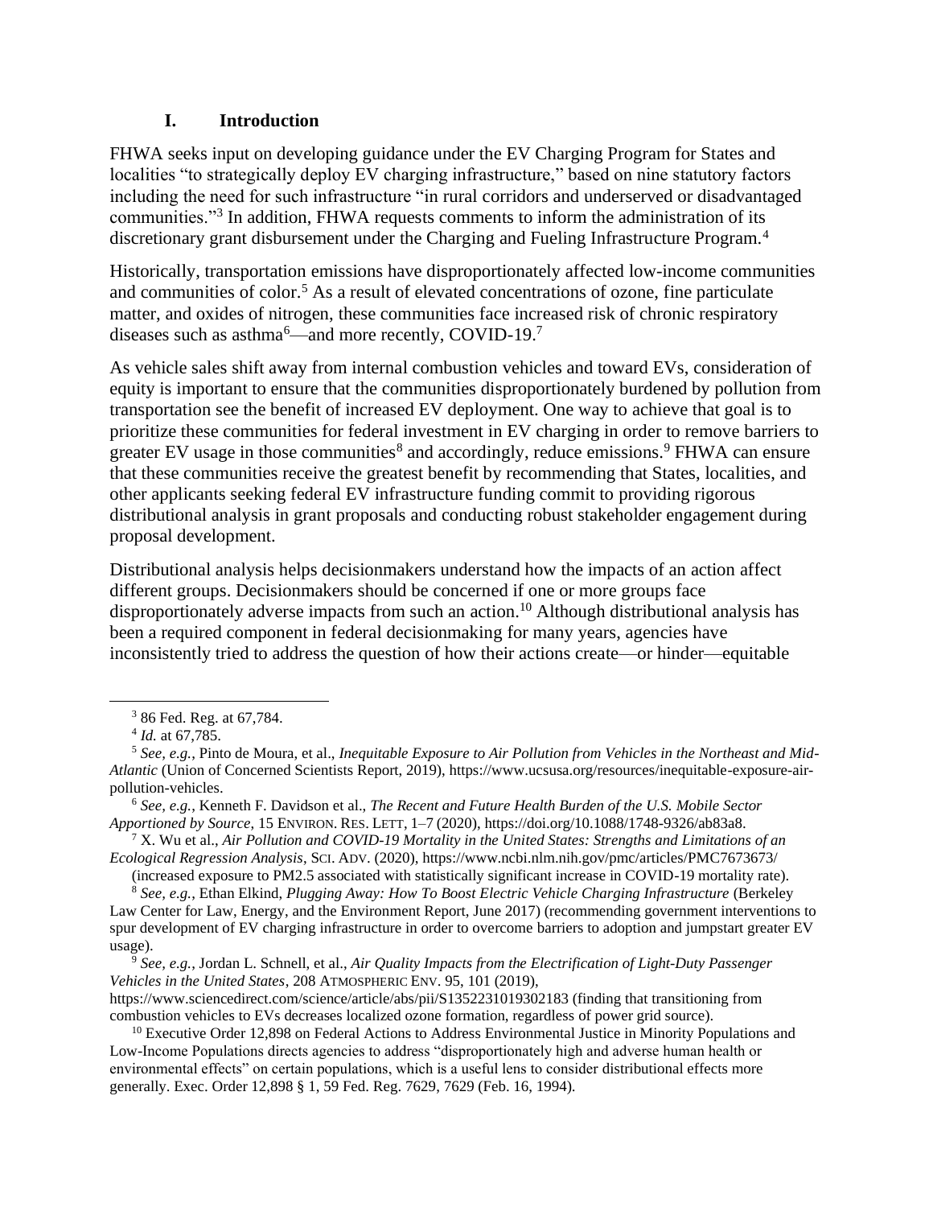## I. Introduction

FHWA seeks input on developing guidance under the EV Charging Program for States and localities "to strategically deploy EV charging infrastructure," based on nine statutory factors including the need for such infrastructure "in rural corridors and underserved or disadvantaged communities."[3] In addition, FHWA requests comments to inform the administration of its discretionary grant disbursement under the Charging and Fueling Infrastructure Program.[4]

Historically, transportation emissions have disproportionately affected low-income communities and communities of color.[5] As a result of elevated concentrations of ozone, fine particulate matter, and oxides of nitrogen, these communities face increased risk of chronic respiratory diseases such as asthma[6]—and more recently, COVID-19.[7]

As vehicle sales shift away from internal combustion vehicles and toward EVs, consideration of equity is important to ensure that the communities disproportionately burdened by pollution from transportation see the benefit of increased EV deployment. One way to achieve that goal is to prioritize these communities for federal investment in EV charging in order to remove barriers to greater EV usage in those communities[8] and accordingly, reduce emissions.[9] FHWA can ensure that these communities receive the greatest benefit by recommending that States, localities, and other applicants seeking federal EV infrastructure funding commit to providing rigorous distributional analysis in grant proposals and conducting robust stakeholder engagement during proposal development.

Distributional analysis helps decisionmakers understand how the impacts of an action affect different groups. Decisionmakers should be concerned if one or more groups face disproportionately adverse impacts from such an action.[10] Although distributional analysis has been a required component in federal decisionmaking for many years, agencies have inconsistently tried to address the question of how their actions create—or hinder—equitable

---

[3] 86 Fed. Reg. at 67,784.

[4] *Id.* at 67,785.

[5] *See, e.g.*, Pinto de Moura, et al., *Inequitable Exposure to Air Pollution from Vehicles in the Northeast and Mid-Atlantic* (Union of Concerned Scientists Report, 2019), https://www.ucsusa.org/resources/inequitable-exposure-air-pollution-vehicles.

[6] *See, e.g.*, Kenneth F. Davidson et al., *The Recent and Future Health Burden of the U.S. Mobile Sector Apportioned by Source*, 15 ENVIRON. RES. LETT, 1–7 (2020), https://doi.org/10.1088/1748-9326/ab83a8.

[7] X. Wu et al., *Air Pollution and COVID-19 Mortality in the United States: Strengths and Limitations of an Ecological Regression Analysis*, SCI. ADV. (2020), https://www.ncbi.nlm.nih.gov/pmc/articles/PMC7673673/ (increased exposure to PM2.5 associated with statistically significant increase in COVID-19 mortality rate).

[8] *See, e.g.*, Ethan Elkind, *Plugging Away: How To Boost Electric Vehicle Charging Infrastructure* (Berkeley Law Center for Law, Energy, and the Environment Report, June 2017) (recommending government interventions to spur development of EV charging infrastructure in order to overcome barriers to adoption and jumpstart greater EV usage).

[9] *See, e.g.*, Jordan L. Schnell, et al., *Air Quality Impacts from the Electrification of Light-Duty Passenger Vehicles in the United States*, 208 ATMOSPHERIC ENV. 95, 101 (2019), https://www.sciencedirect.com/science/article/abs/pii/S1352231019302183 (finding that transitioning from combustion vehicles to EVs decreases localized ozone formation, regardless of power grid source).

[10] Executive Order 12,898 on Federal Actions to Address Environmental Justice in Minority Populations and Low-Income Populations directs agencies to address "disproportionately high and adverse human health or environmental effects" on certain populations, which is a useful lens to consider distributional effects more generally. Exec. Order 12,898 § 1, 59 Fed. Reg. 7629, 7629 (Feb. 16, 1994).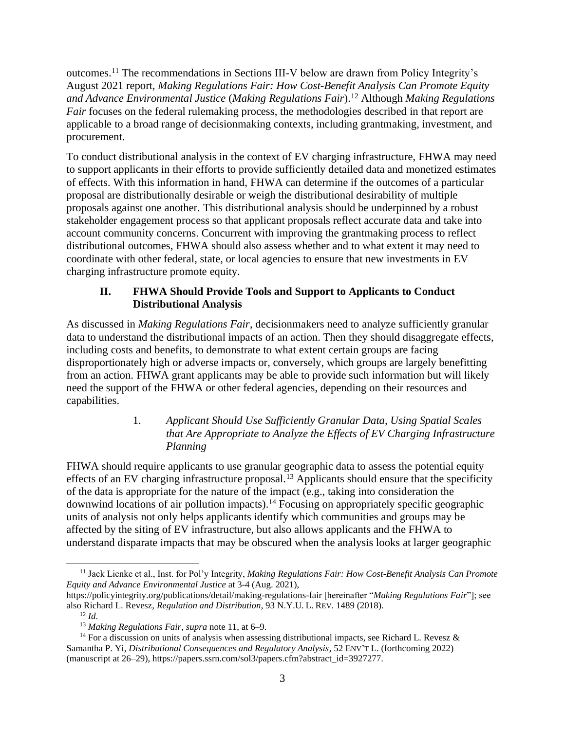outcomes.[11] The recommendations in Sections III-V below are drawn from Policy Integrity's August 2021 report, *Making Regulations Fair: How Cost-Benefit Analysis Can Promote Equity and Advance Environmental Justice* (*Making Regulations Fair*).[12] Although *Making Regulations Fair* focuses on the federal rulemaking process, the methodologies described in that report are applicable to a broad range of decisionmaking contexts, including grantmaking, investment, and procurement.

To conduct distributional analysis in the context of EV charging infrastructure, FHWA may need to support applicants in their efforts to provide sufficiently detailed data and monetized estimates of effects. With this information in hand, FHWA can determine if the outcomes of a particular proposal are distributionally desirable or weigh the distributional desirability of multiple proposals against one another. This distributional analysis should be underpinned by a robust stakeholder engagement process so that applicant proposals reflect accurate data and take into account community concerns. Concurrent with improving the grantmaking process to reflect distributional outcomes, FHWA should also assess whether and to what extent it may need to coordinate with other federal, state, or local agencies to ensure that new investments in EV charging infrastructure promote equity.

## II. FHWA Should Provide Tools and Support to Applicants to Conduct Distributional Analysis

As discussed in *Making Regulations Fair*, decisionmakers need to analyze sufficiently granular data to understand the distributional impacts of an action. Then they should disaggregate effects, including costs and benefits, to demonstrate to what extent certain groups are facing disproportionately high or adverse impacts or, conversely, which groups are largely benefitting from an action. FHWA grant applicants may be able to provide such information but will likely need the support of the FHWA or other federal agencies, depending on their resources and capabilities.

### 1. *Applicant Should Use Sufficiently Granular Data, Using Spatial Scales that Are Appropriate to Analyze the Effects of EV Charging Infrastructure Planning*

FHWA should require applicants to use granular geographic data to assess the potential equity effects of an EV charging infrastructure proposal.[13] Applicants should ensure that the specificity of the data is appropriate for the nature of the impact (e.g., taking into consideration the downwind locations of air pollution impacts).[14] Focusing on appropriately specific geographic units of analysis not only helps applicants identify which communities and groups may be affected by the siting of EV infrastructure, but also allows applicants and the FHWA to understand disparate impacts that may be obscured when the analysis looks at larger geographic

---

[11] Jack Lienke et al., Inst. for Pol'y Integrity, *Making Regulations Fair: How Cost-Benefit Analysis Can Promote Equity and Advance Environmental Justice* at 3-4 (Aug. 2021), https://policyintegrity.org/publications/detail/making-regulations-fair [hereinafter "*Making Regulations Fair*"]; see also Richard L. Revesz, *Regulation and Distribution*, 93 N.Y.U. L. REV. 1489 (2018).

[12] *Id*.

[13] *Making Regulations Fair*, *supra* note 11, at 6–9.

[14] For a discussion on units of analysis when assessing distributional impacts, see Richard L. Revesz & Samantha P. Yi, *Distributional Consequences and Regulatory Analysis*, 52 ENV'T L. (forthcoming 2022) (manuscript at 26–29), https://papers.ssrn.com/sol3/papers.cfm?abstract_id=3927277.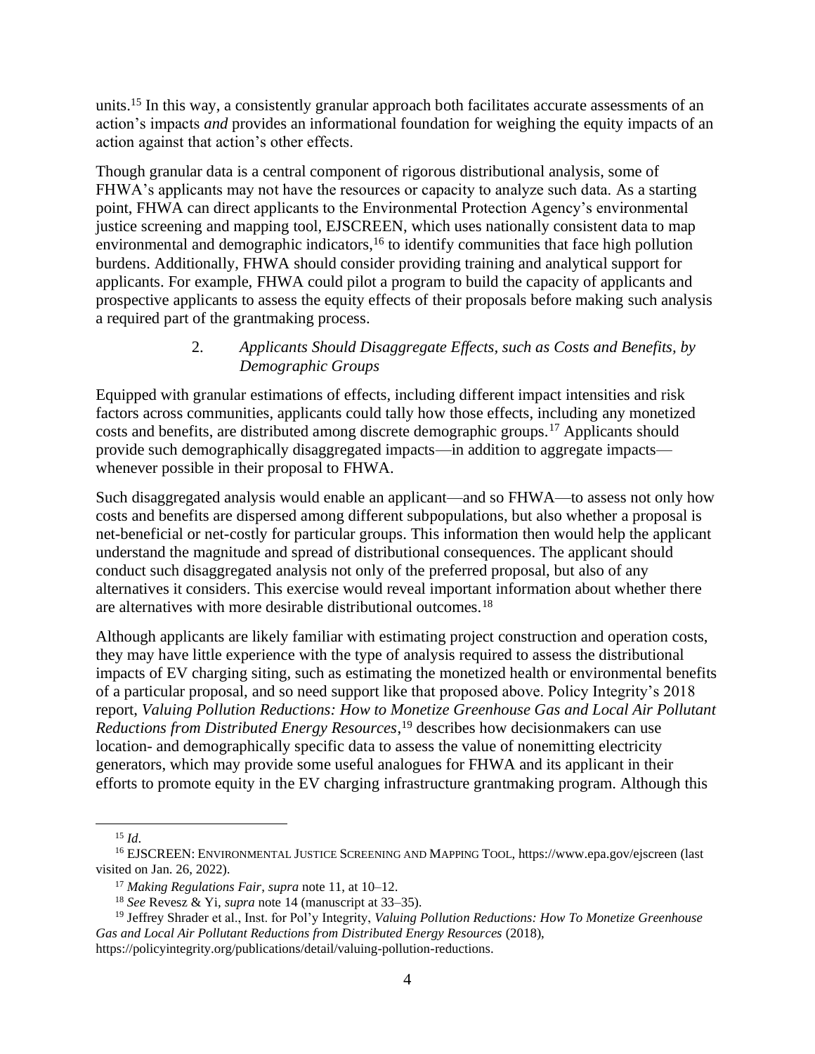units.[15] In this way, a consistently granular approach both facilitates accurate assessments of an action's impacts *and* provides an informational foundation for weighing the equity impacts of an action against that action's other effects.

Though granular data is a central component of rigorous distributional analysis, some of FHWA's applicants may not have the resources or capacity to analyze such data. As a starting point, FHWA can direct applicants to the Environmental Protection Agency's environmental justice screening and mapping tool, EJSCREEN, which uses nationally consistent data to map environmental and demographic indicators,[16] to identify communities that face high pollution burdens. Additionally, FHWA should consider providing training and analytical support for applicants. For example, FHWA could pilot a program to build the capacity of applicants and prospective applicants to assess the equity effects of their proposals before making such analysis a required part of the grantmaking process.

### 2. *Applicants Should Disaggregate Effects, such as Costs and Benefits, by Demographic Groups*

Equipped with granular estimations of effects, including different impact intensities and risk factors across communities, applicants could tally how those effects, including any monetized costs and benefits, are distributed among discrete demographic groups.[17] Applicants should provide such demographically disaggregated impacts—in addition to aggregate impacts—whenever possible in their proposal to FHWA.

Such disaggregated analysis would enable an applicant—and so FHWA—to assess not only how costs and benefits are dispersed among different subpopulations, but also whether a proposal is net-beneficial or net-costly for particular groups. This information then would help the applicant understand the magnitude and spread of distributional consequences. The applicant should conduct such disaggregated analysis not only of the preferred proposal, but also of any alternatives it considers. This exercise would reveal important information about whether there are alternatives with more desirable distributional outcomes.[18]

Although applicants are likely familiar with estimating project construction and operation costs, they may have little experience with the type of analysis required to assess the distributional impacts of EV charging siting, such as estimating the monetized health or environmental benefits of a particular proposal, and so need support like that proposed above. Policy Integrity's 2018 report, *Valuing Pollution Reductions: How to Monetize Greenhouse Gas and Local Air Pollutant Reductions from Distributed Energy Resources*,[19] describes how decisionmakers can use location- and demographically specific data to assess the value of nonemitting electricity generators, which may provide some useful analogues for FHWA and its applicant in their efforts to promote equity in the EV charging infrastructure grantmaking program. Although this

---

[15] *Id*.

[16] EJSCREEN: ENVIRONMENTAL JUSTICE SCREENING AND MAPPING TOOL, https://www.epa.gov/ejscreen (last visited on Jan. 26, 2022).

[17] *Making Regulations Fair*, *supra* note 11, at 10–12.

[18] *See* Revesz & Yi, *supra* note 14 (manuscript at 33–35).

[19] Jeffrey Shrader et al., Inst. for Pol'y Integrity, *Valuing Pollution Reductions: How To Monetize Greenhouse Gas and Local Air Pollutant Reductions from Distributed Energy Resources* (2018), https://policyintegrity.org/publications/detail/valuing-pollution-reductions.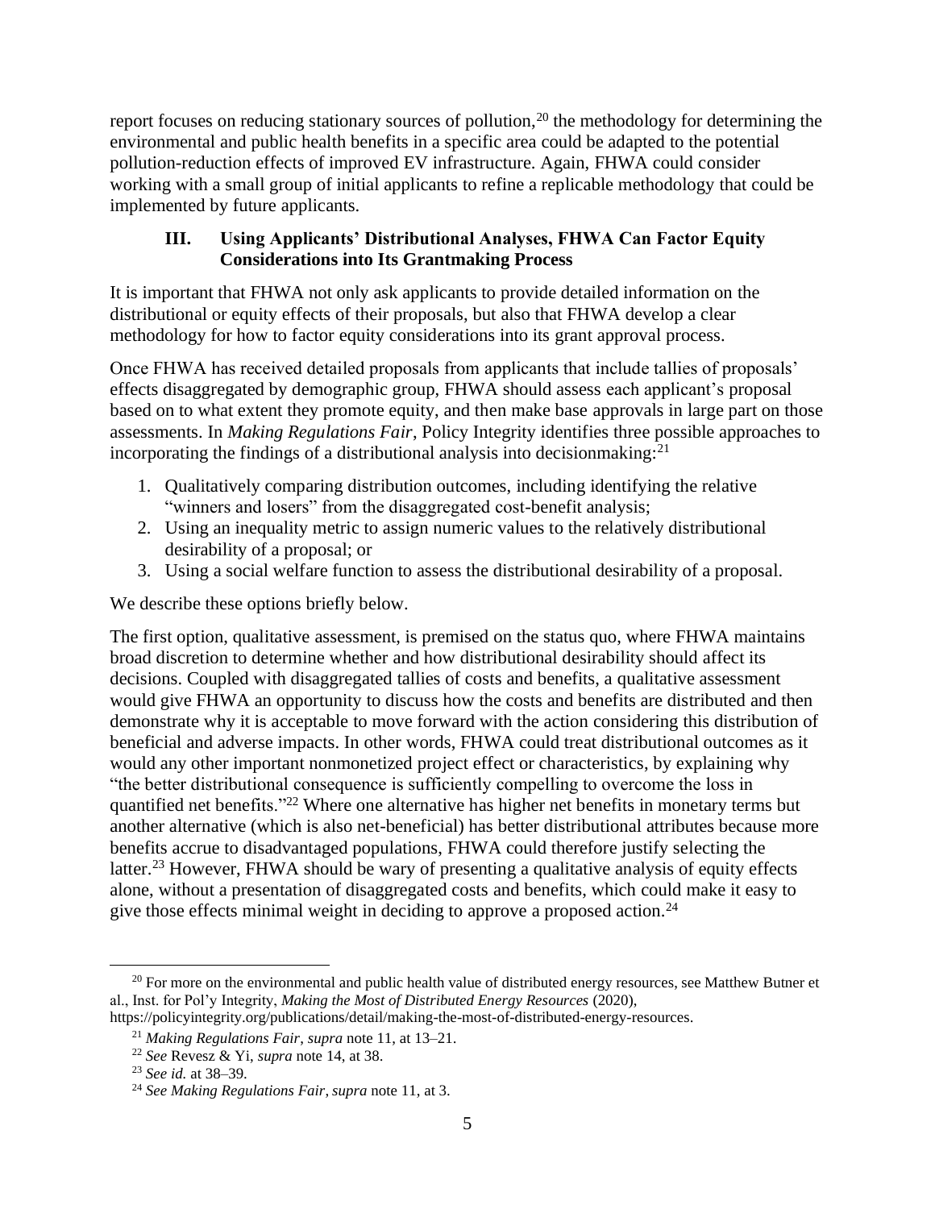report focuses on reducing stationary sources of pollution,[20] the methodology for determining the environmental and public health benefits in a specific area could be adapted to the potential pollution-reduction effects of improved EV infrastructure. Again, FHWA could consider working with a small group of initial applicants to refine a replicable methodology that could be implemented by future applicants.

### III. Using Applicants' Distributional Analyses, FHWA Can Factor Equity Considerations into Its Grantmaking Process

It is important that FHWA not only ask applicants to provide detailed information on the distributional or equity effects of their proposals, but also that FHWA develop a clear methodology for how to factor equity considerations into its grant approval process.

Once FHWA has received detailed proposals from applicants that include tallies of proposals' effects disaggregated by demographic group, FHWA should assess each applicant's proposal based on to what extent they promote equity, and then make base approvals in large part on those assessments. In *Making Regulations Fair*, Policy Integrity identifies three possible approaches to incorporating the findings of a distributional analysis into decisionmaking:[21]

1. Qualitatively comparing distribution outcomes, including identifying the relative "winners and losers" from the disaggregated cost-benefit analysis;
2. Using an inequality metric to assign numeric values to the relatively distributional desirability of a proposal; or
3. Using a social welfare function to assess the distributional desirability of a proposal.

We describe these options briefly below.

The first option, qualitative assessment, is premised on the status quo, where FHWA maintains broad discretion to determine whether and how distributional desirability should affect its decisions. Coupled with disaggregated tallies of costs and benefits, a qualitative assessment would give FHWA an opportunity to discuss how the costs and benefits are distributed and then demonstrate why it is acceptable to move forward with the action considering this distribution of beneficial and adverse impacts. In other words, FHWA could treat distributional outcomes as it would any other important nonmonetized project effect or characteristics, by explaining why "the better distributional consequence is sufficiently compelling to overcome the loss in quantified net benefits."[22] Where one alternative has higher net benefits in monetary terms but another alternative (which is also net-beneficial) has better distributional attributes because more benefits accrue to disadvantaged populations, FHWA could therefore justify selecting the latter.[23] However, FHWA should be wary of presenting a qualitative analysis of equity effects alone, without a presentation of disaggregated costs and benefits, which could make it easy to give those effects minimal weight in deciding to approve a proposed action.[24]

---

[20] For more on the environmental and public health value of distributed energy resources, see Matthew Butner et al., Inst. for Pol'y Integrity, *Making the Most of Distributed Energy Resources* (2020), https://policyintegrity.org/publications/detail/making-the-most-of-distributed-energy-resources.

[21] *Making Regulations Fair*, *supra* note 11, at 13–21.

[22] *See* Revesz & Yi, *supra* note 14, at 38.

[23] *See id.* at 38–39.

[24] *See Making Regulations Fair*, *supra* note 11, at 3.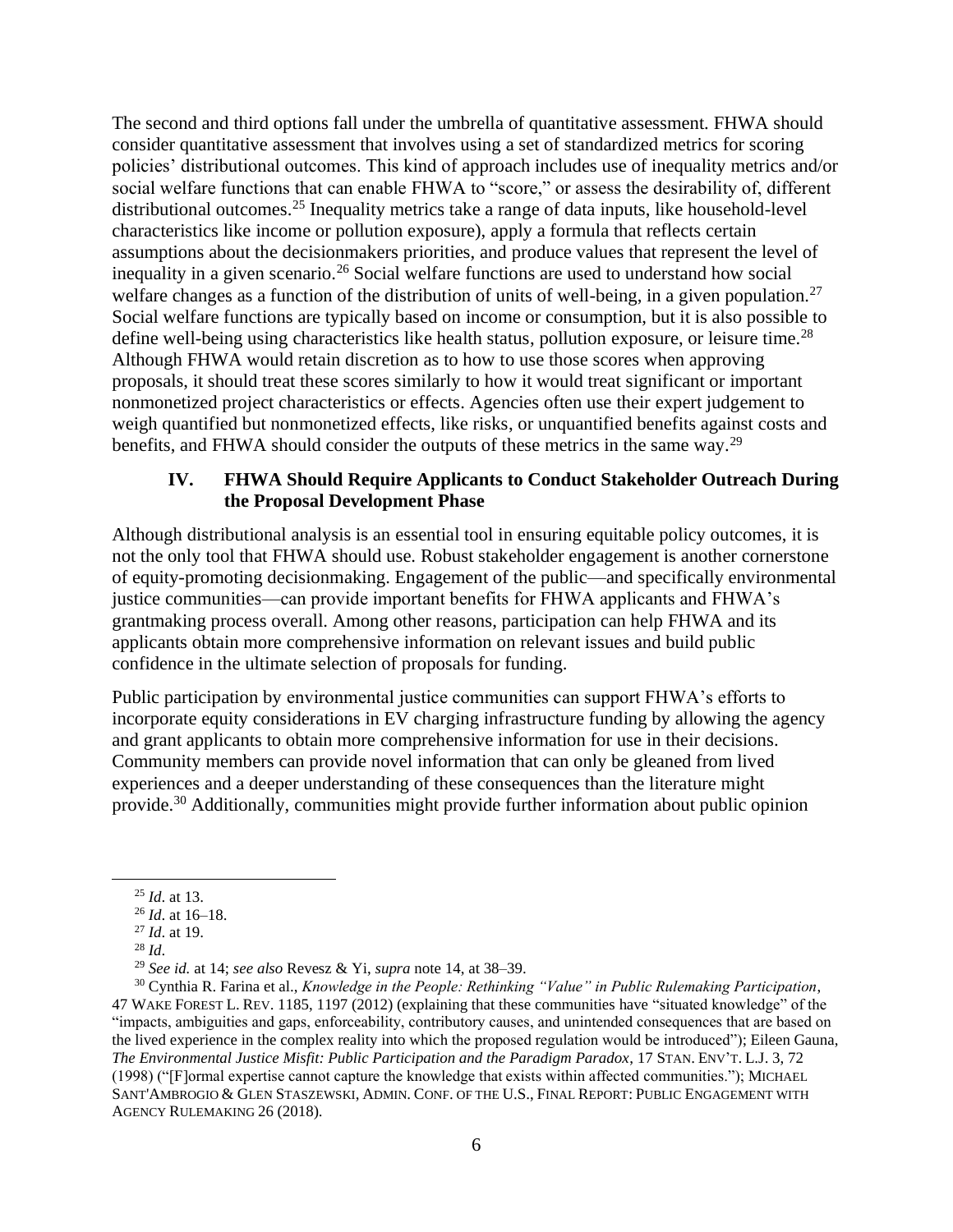The second and third options fall under the umbrella of quantitative assessment. FHWA should consider quantitative assessment that involves using a set of standardized metrics for scoring policies' distributional outcomes. This kind of approach includes use of inequality metrics and/or social welfare functions that can enable FHWA to "score," or assess the desirability of, different distributional outcomes.[25] Inequality metrics take a range of data inputs, like household-level characteristics like income or pollution exposure), apply a formula that reflects certain assumptions about the decisionmakers priorities, and produce values that represent the level of inequality in a given scenario.[26] Social welfare functions are used to understand how social welfare changes as a function of the distribution of units of well-being, in a given population.[27] Social welfare functions are typically based on income or consumption, but it is also possible to define well-being using characteristics like health status, pollution exposure, or leisure time.[28] Although FHWA would retain discretion as to how to use those scores when approving proposals, it should treat these scores similarly to how it would treat significant or important nonmonetized project characteristics or effects. Agencies often use their expert judgement to weigh quantified but nonmonetized effects, like risks, or unquantified benefits against costs and benefits, and FHWA should consider the outputs of these metrics in the same way.[29]

## IV. FHWA Should Require Applicants to Conduct Stakeholder Outreach During the Proposal Development Phase

Although distributional analysis is an essential tool in ensuring equitable policy outcomes, it is not the only tool that FHWA should use. Robust stakeholder engagement is another cornerstone of equity-promoting decisionmaking. Engagement of the public—and specifically environmental justice communities—can provide important benefits for FHWA applicants and FHWA's grantmaking process overall. Among other reasons, participation can help FHWA and its applicants obtain more comprehensive information on relevant issues and build public confidence in the ultimate selection of proposals for funding.

Public participation by environmental justice communities can support FHWA's efforts to incorporate equity considerations in EV charging infrastructure funding by allowing the agency and grant applicants to obtain more comprehensive information for use in their decisions. Community members can provide novel information that can only be gleaned from lived experiences and a deeper understanding of these consequences than the literature might provide.[30] Additionally, communities might provide further information about public opinion

---

[25] *Id.* at 13.

[26] *Id.* at 16–18.

[27] *Id.* at 19.

[28] *Id.*

[29] *See id.* at 14; *see also* Revesz & Yi, *supra* note 14, at 38–39.

[30] Cynthia R. Farina et al., *Knowledge in the People: Rethinking "Value" in Public Rulemaking Participation*, 47 WAKE FOREST L. REV. 1185, 1197 (2012) (explaining that these communities have "situated knowledge" of the "impacts, ambiguities and gaps, enforceability, contributory causes, and unintended consequences that are based on the lived experience in the complex reality into which the proposed regulation would be introduced"); Eileen Gauna, *The Environmental Justice Misfit: Public Participation and the Paradigm Paradox*, 17 STAN. ENV'T. L.J. 3, 72 (1998) ("[F]ormal expertise cannot capture the knowledge that exists within affected communities."); MICHAEL SANT'AMBROGIO & GLEN STASZEWSKI, ADMIN. CONF. OF THE U.S., FINAL REPORT: PUBLIC ENGAGEMENT WITH AGENCY RULEMAKING 26 (2018).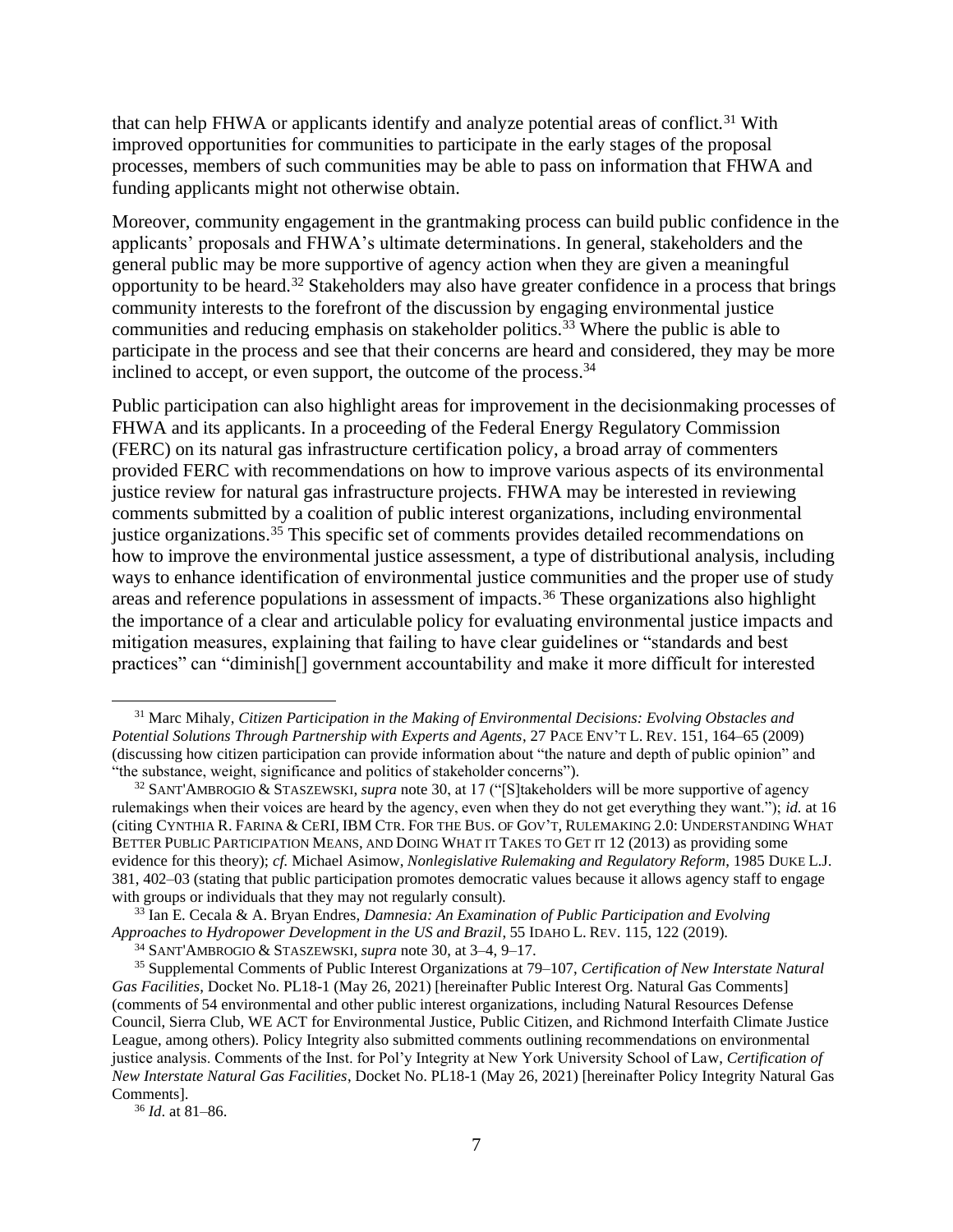that can help FHWA or applicants identify and analyze potential areas of conflict.[31] With improved opportunities for communities to participate in the early stages of the proposal processes, members of such communities may be able to pass on information that FHWA and funding applicants might not otherwise obtain.

Moreover, community engagement in the grantmaking process can build public confidence in the applicants' proposals and FHWA's ultimate determinations. In general, stakeholders and the general public may be more supportive of agency action when they are given a meaningful opportunity to be heard.[32] Stakeholders may also have greater confidence in a process that brings community interests to the forefront of the discussion by engaging environmental justice communities and reducing emphasis on stakeholder politics.[33] Where the public is able to participate in the process and see that their concerns are heard and considered, they may be more inclined to accept, or even support, the outcome of the process.[34]

Public participation can also highlight areas for improvement in the decisionmaking processes of FHWA and its applicants. In a proceeding of the Federal Energy Regulatory Commission (FERC) on its natural gas infrastructure certification policy, a broad array of commenters provided FERC with recommendations on how to improve various aspects of its environmental justice review for natural gas infrastructure projects. FHWA may be interested in reviewing comments submitted by a coalition of public interest organizations, including environmental justice organizations.[35] This specific set of comments provides detailed recommendations on how to improve the environmental justice assessment, a type of distributional analysis, including ways to enhance identification of environmental justice communities and the proper use of study areas and reference populations in assessment of impacts.[36] These organizations also highlight the importance of a clear and articulable policy for evaluating environmental justice impacts and mitigation measures, explaining that failing to have clear guidelines or "standards and best practices" can "diminish[] government accountability and make it more difficult for interested

---

[31] Marc Mihaly, *Citizen Participation in the Making of Environmental Decisions: Evolving Obstacles and Potential Solutions Through Partnership with Experts and Agents*, 27 PACE ENV'T L. REV. 151, 164–65 (2009) (discussing how citizen participation can provide information about "the nature and depth of public opinion" and "the substance, weight, significance and politics of stakeholder concerns").

[32] SANT'AMBROGIO & STASZEWSKI, *supra* note 30, at 17 ("[S]takeholders will be more supportive of agency rulemakings when their voices are heard by the agency, even when they do not get everything they want."); *id.* at 16 (citing CYNTHIA R. FARINA & CERI, IBM CTR. FOR THE BUS. OF GOV'T, RULEMAKING 2.0: UNDERSTANDING WHAT BETTER PUBLIC PARTICIPATION MEANS, AND DOING WHAT IT TAKES TO GET IT 12 (2013) as providing some evidence for this theory); *cf.* Michael Asimow, *Nonlegislative Rulemaking and Regulatory Reform*, 1985 DUKE L.J. 381, 402–03 (stating that public participation promotes democratic values because it allows agency staff to engage with groups or individuals that they may not regularly consult).

[33] Ian E. Cecala & A. Bryan Endres, *Damnesia: An Examination of Public Participation and Evolving Approaches to Hydropower Development in the US and Brazil*, 55 IDAHO L. REV. 115, 122 (2019).

[34] SANT'AMBROGIO & STASZEWSKI, *supra* note 30, at 3–4, 9–17.

[35] Supplemental Comments of Public Interest Organizations at 79–107, *Certification of New Interstate Natural Gas Facilities*, Docket No. PL18-1 (May 26, 2021) [hereinafter Public Interest Org. Natural Gas Comments] (comments of 54 environmental and other public interest organizations, including Natural Resources Defense Council, Sierra Club, WE ACT for Environmental Justice, Public Citizen, and Richmond Interfaith Climate Justice League, among others). Policy Integrity also submitted comments outlining recommendations on environmental justice analysis. Comments of the Inst. for Pol'y Integrity at New York University School of Law, *Certification of New Interstate Natural Gas Facilities*, Docket No. PL18-1 (May 26, 2021) [hereinafter Policy Integrity Natural Gas Comments].

[36] *Id*. at 81–86.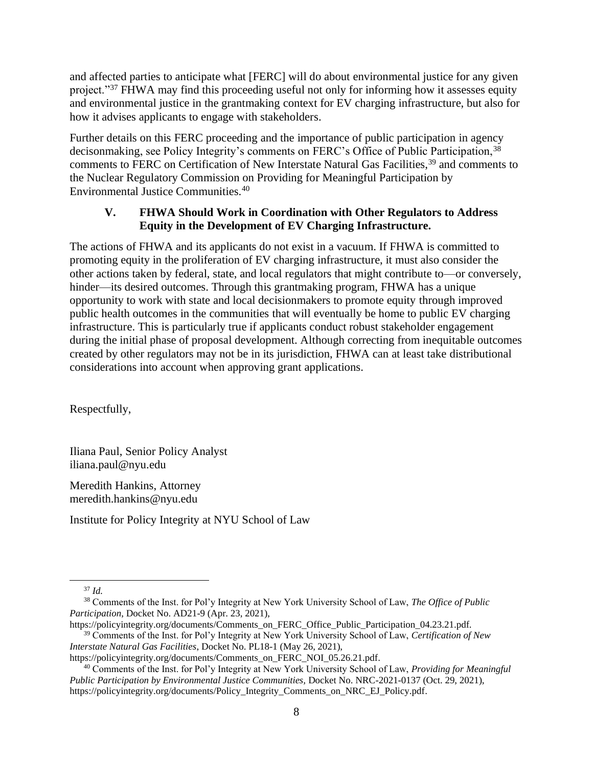and affected parties to anticipate what [FERC] will do about environmental justice for any given project."[37] FHWA may find this proceeding useful not only for informing how it assesses equity and environmental justice in the grantmaking context for EV charging infrastructure, but also for how it advises applicants to engage with stakeholders.

Further details on this FERC proceeding and the importance of public participation in agency decisonmaking, see Policy Integrity's comments on FERC's Office of Public Participation,[38] comments to FERC on Certification of New Interstate Natural Gas Facilities,[39] and comments to the Nuclear Regulatory Commission on Providing for Meaningful Participation by Environmental Justice Communities.[40]

## V. FHWA Should Work in Coordination with Other Regulators to Address Equity in the Development of EV Charging Infrastructure.

The actions of FHWA and its applicants do not exist in a vacuum. If FHWA is committed to promoting equity in the proliferation of EV charging infrastructure, it must also consider the other actions taken by federal, state, and local regulators that might contribute to—or conversely, hinder—its desired outcomes. Through this grantmaking program, FHWA has a unique opportunity to work with state and local decisionmakers to promote equity through improved public health outcomes in the communities that will eventually be home to public EV charging infrastructure. This is particularly true if applicants conduct robust stakeholder engagement during the initial phase of proposal development. Although correcting from inequitable outcomes created by other regulators may not be in its jurisdiction, FHWA can at least take distributional considerations into account when approving grant applications.

Respectfully,

Iliana Paul, Senior Policy Analyst
iliana.paul@nyu.edu

Meredith Hankins, Attorney
meredith.hankins@nyu.edu

Institute for Policy Integrity at NYU School of Law

---

[37] *Id.*

[38] Comments of the Inst. for Pol'y Integrity at New York University School of Law, *The Office of Public Participation*, Docket No. AD21-9 (Apr. 23, 2021), https://policyintegrity.org/documents/Comments_on_FERC_Office_Public_Participation_04.23.21.pdf.

[39] Comments of the Inst. for Pol'y Integrity at New York University School of Law, *Certification of New Interstate Natural Gas Facilities*, Docket No. PL18-1 (May 26, 2021), https://policyintegrity.org/documents/Comments_on_FERC_NOI_05.26.21.pdf.

[40] Comments of the Inst. for Pol'y Integrity at New York University School of Law, *Providing for Meaningful Public Participation by Environmental Justice Communities,* Docket No. NRC-2021-0137 (Oct. 29, 2021), https://policyintegrity.org/documents/Policy_Integrity_Comments_on_NRC_EJ_Policy.pdf.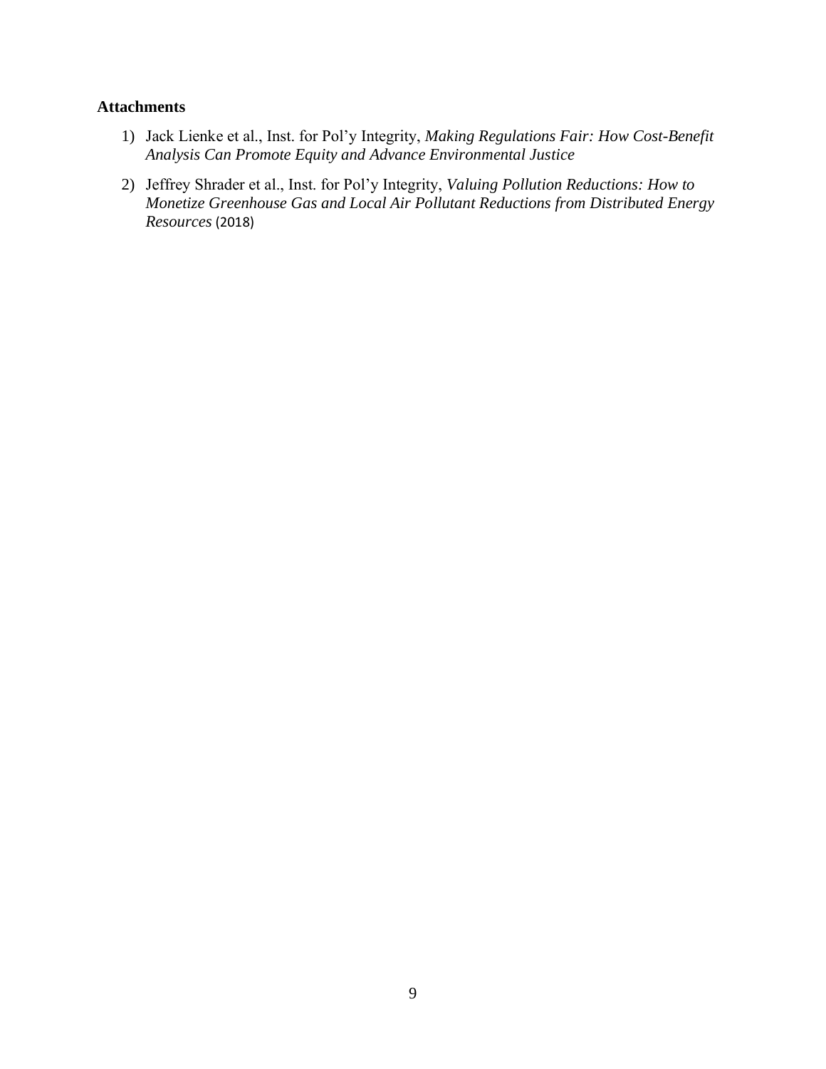### Attachments

1) Jack Lienke et al., Inst. for Pol'y Integrity, *Making Regulations Fair: How Cost-Benefit Analysis Can Promote Equity and Advance Environmental Justice*
2) Jeffrey Shrader et al., Inst. for Pol'y Integrity, *Valuing Pollution Reductions: How to Monetize Greenhouse Gas and Local Air Pollutant Reductions from Distributed Energy Resources* (2018)